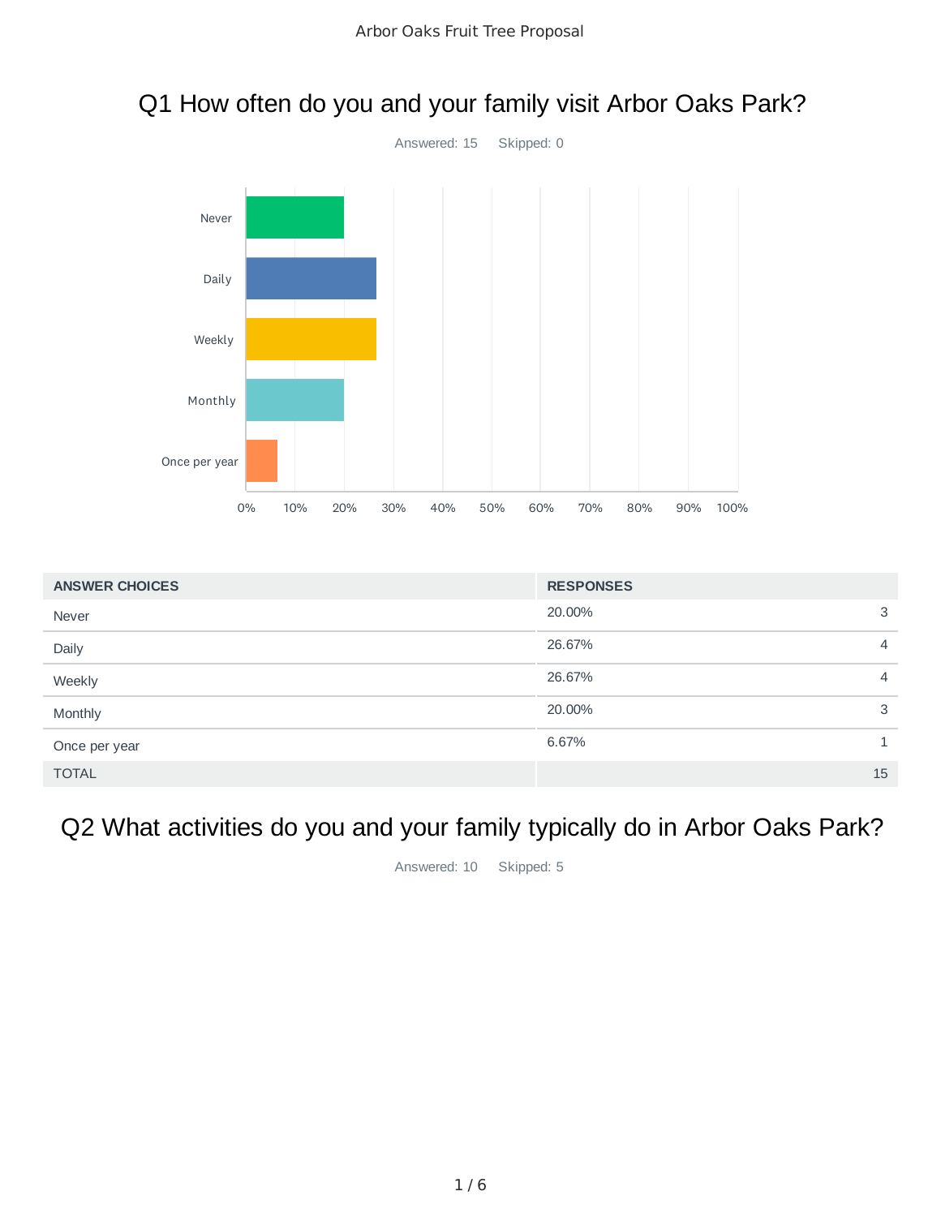# Q1 How often do you and your family visit Arbor Oaks Park?

Answered: 15 Skipped: 0

| ANSWER CHOICES | RESPONSES | |
|---|---|---|
| Never | 20.00% | 3 |
| Daily | 26.67% | 4 |
| Weekly | 26.67% | 4 |
| Monthly | 20.00% | 3 |
| Once per year | 6.67% | 1 |
| TOTAL | | 15 |

# Q2 What activities do you and your family typically do in Arbor Oaks Park?

Answered: 10 Skipped: 5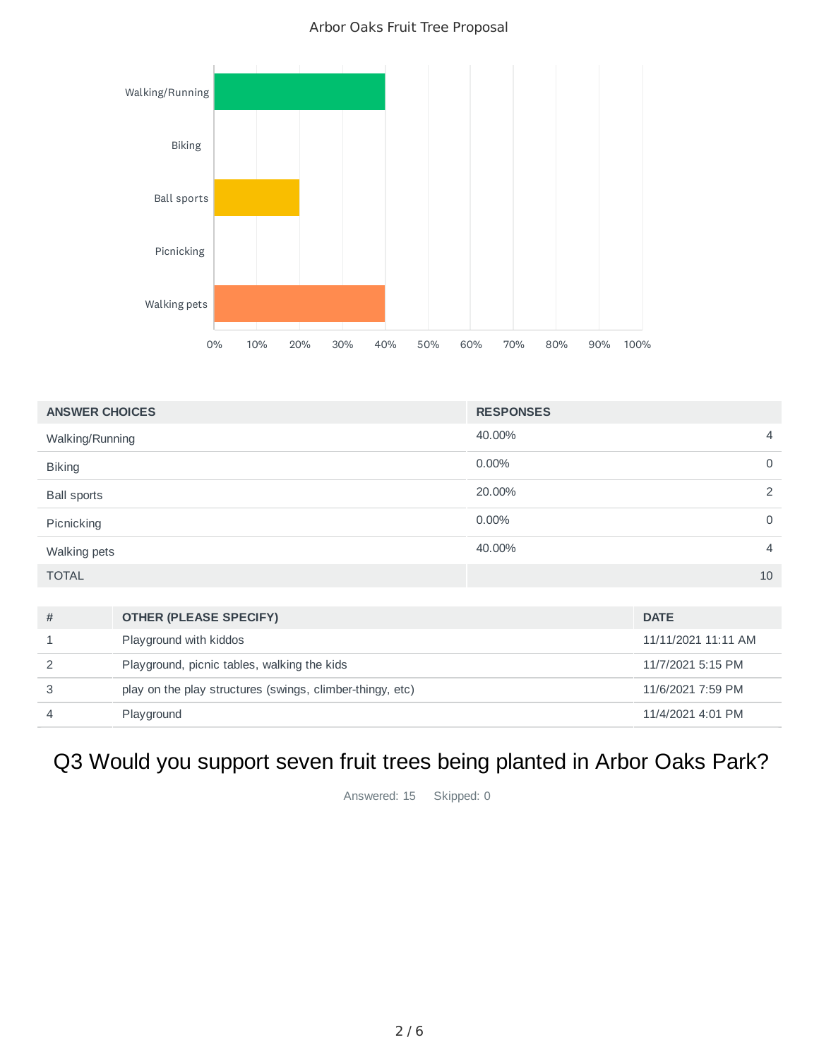Arbor Oaks Fruit Tree Proposal

| ANSWER CHOICES | RESPONSES | |
|---|---|---|
| Walking/Running | 40.00% | 4 |
| Biking | 0.00% | 0 |
| Ball sports | 20.00% | 2 |
| Picnicking | 0.00% | 0 |
| Walking pets | 40.00% | 4 |
| TOTAL | | 10 |

| # | OTHER (PLEASE SPECIFY) | DATE |
|---|---|---|
| 1 | Playground with kiddos | 11/11/2021 11:11 AM |
| 2 | Playground, picnic tables, walking the kids | 11/7/2021 5:15 PM |
| 3 | play on the play structures (swings, climber-thingy, etc) | 11/6/2021 7:59 PM |
| 4 | Playground | 11/4/2021 4:01 PM |

## Q3 Would you support seven fruit trees being planted in Arbor Oaks Park?

Answered: 15 Skipped: 0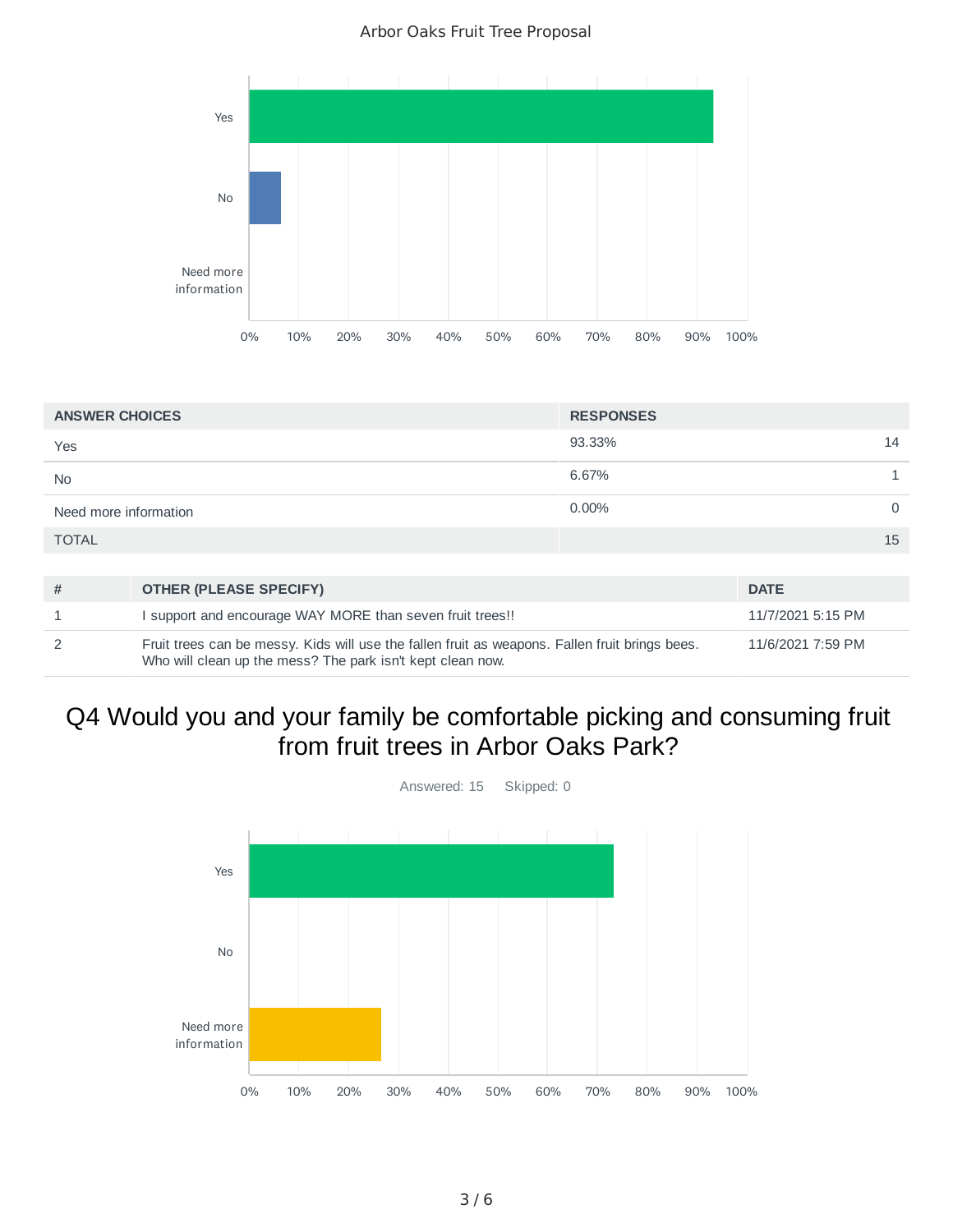Arbor Oaks Fruit Tree Proposal

| ANSWER CHOICES | RESPONSES | |
|---|---|---|
| Yes | 93.33% | 14 |
| No | 6.67% | 1 |
| Need more information | 0.00% | 0 |
| TOTAL | | 15 |

| # | OTHER (PLEASE SPECIFY) | DATE |
|---|---|---|
| 1 | I support and encourage WAY MORE than seven fruit trees!! | 11/7/2021 5:15 PM |
| 2 | Fruit trees can be messy. Kids will use the fallen fruit as weapons. Fallen fruit brings bees. Who will clean up the mess? The park isn't kept clean now. | 11/6/2021 7:59 PM |

## Q4 Would you and your family be comfortable picking and consuming fruit from fruit trees in Arbor Oaks Park?

Answered: 15 Skipped: 0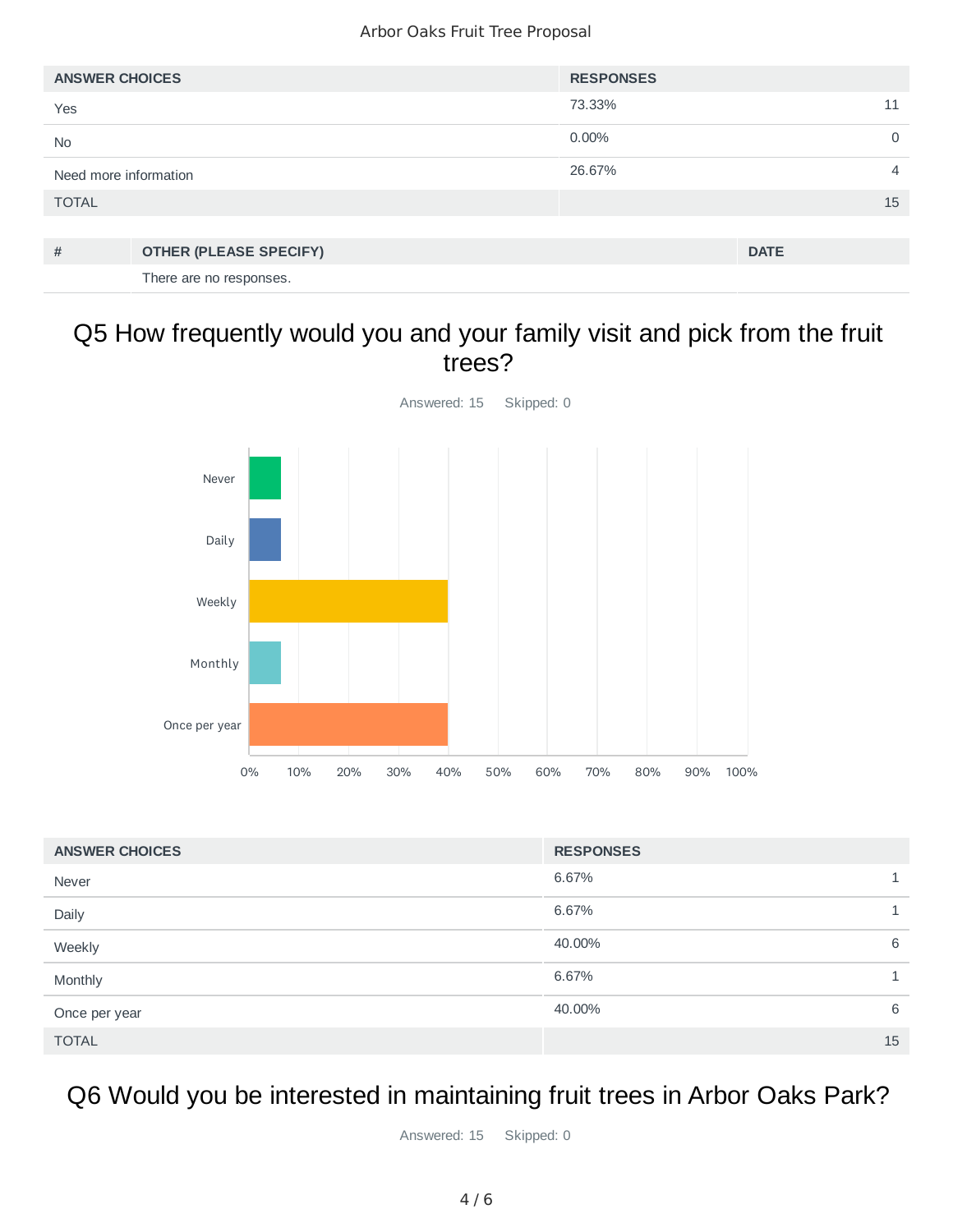| ANSWER CHOICES | RESPONSES | |
|---|---|---|
| Yes | 73.33% | 11 |
| No | 0.00% | 0 |
| Need more information | 26.67% | 4 |
| TOTAL | | 15 |

| # | OTHER (PLEASE SPECIFY) | DATE |
|---|---|---|
| | There are no responses. | |

## Q5 How frequently would you and your family visit and pick from the fruit trees?

Answered: 15    Skipped: 0

| ANSWER CHOICES | RESPONSES | |
|---|---|---|
| Never | 6.67% | 1 |
| Daily | 6.67% | 1 |
| Weekly | 40.00% | 6 |
| Monthly | 6.67% | 1 |
| Once per year | 40.00% | 6 |
| TOTAL | | 15 |

## Q6 Would you be interested in maintaining fruit trees in Arbor Oaks Park?

Answered: 15    Skipped: 0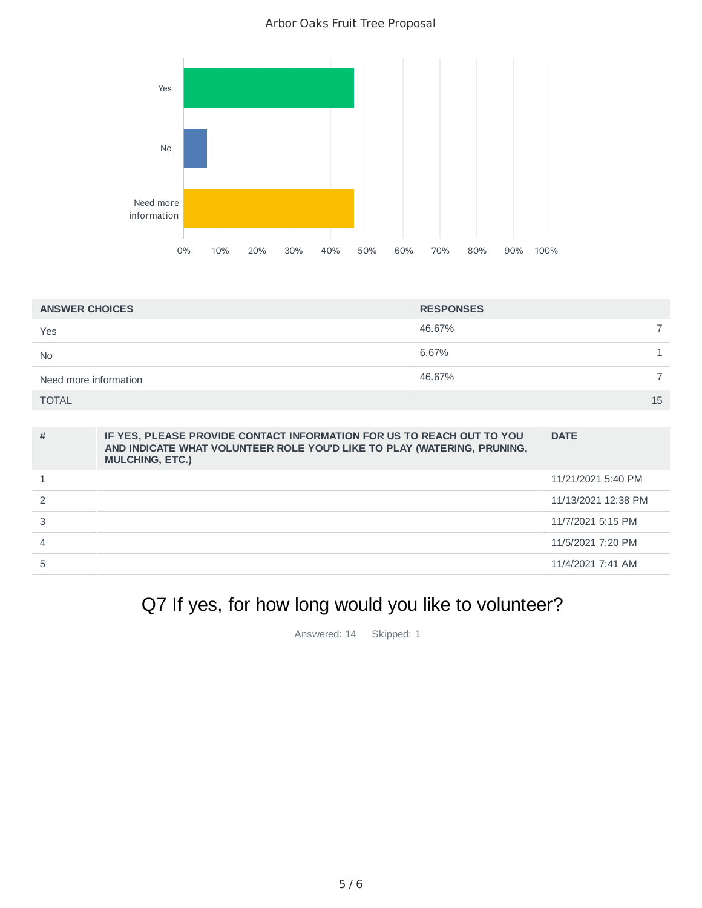Arbor Oaks Fruit Tree Proposal

| Answer | Percentage |
|---|---|
| Yes | ~47% |
| No | ~7% |
| Need more information | ~47% |

| ANSWER CHOICES | RESPONSES | |
|---|---|---|
| Yes | 46.67% | 7 |
| No | 6.67% | 1 |
| Need more information | 46.67% | 7 |
| TOTAL | | 15 |

| # | IF YES, PLEASE PROVIDE CONTACT INFORMATION FOR US TO REACH OUT TO YOU AND INDICATE WHAT VOLUNTEER ROLE YOU'D LIKE TO PLAY (WATERING, PRUNING, MULCHING, ETC.) | DATE |
|---|---|---|
| 1 | | 11/21/2021 5:40 PM |
| 2 | | 11/13/2021 12:38 PM |
| 3 | | 11/7/2021 5:15 PM |
| 4 | | 11/5/2021 7:20 PM |
| 5 | | 11/4/2021 7:41 AM |

## Q7 If yes, for how long would you like to volunteer?

Answered: 14 Skipped: 1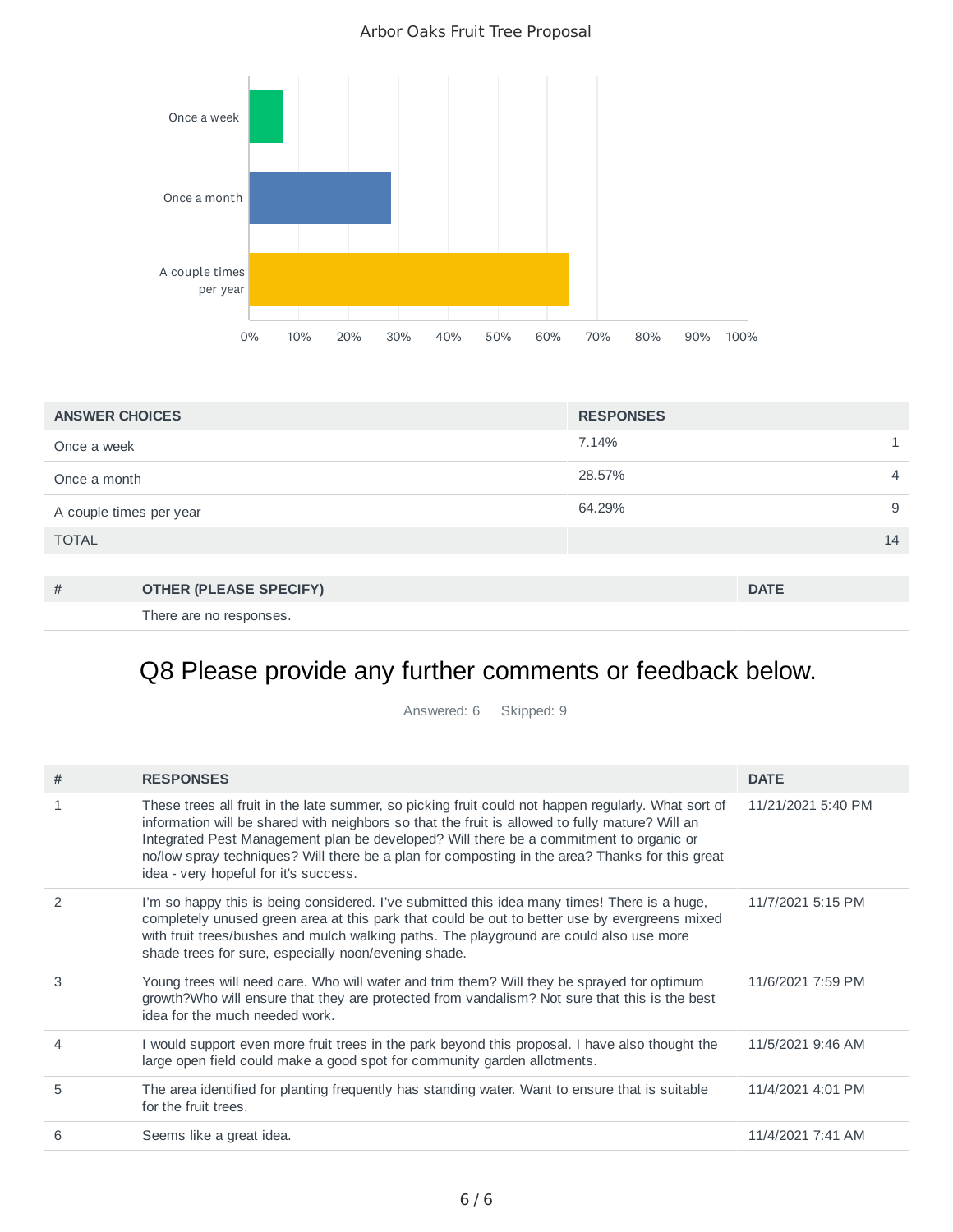Arbor Oaks Fruit Tree Proposal

Once a week

Once a month

A couple times per year

0% 10% 20% 30% 40% 50% 60% 70% 80% 90% 100%

| ANSWER CHOICES | RESPONSES | |
|---|---|---|
| Once a week | 7.14% | 1 |
| Once a month | 28.57% | 4 |
| A couple times per year | 64.29% | 9 |
| TOTAL | | 14 |

| # | OTHER (PLEASE SPECIFY) | DATE |
|---|---|---|
| | There are no responses. | |

## Q8 Please provide any further comments or feedback below.

Answered: 6 Skipped: 9

| # | RESPONSES | DATE |
|---|---|---|
| 1 | These trees all fruit in the late summer, so picking fruit could not happen regularly. What sort of information will be shared with neighbors so that the fruit is allowed to fully mature? Will an Integrated Pest Management plan be developed? Will there be a commitment to organic or no/low spray techniques? Will there be a plan for composting in the area? Thanks for this great idea - very hopeful for it's success. | 11/21/2021 5:40 PM |
| 2 | I'm so happy this is being considered. I've submitted this idea many times! There is a huge, completely unused green area at this park that could be out to better use by evergreens mixed with fruit trees/bushes and mulch walking paths. The playground are could also use more shade trees for sure, especially noon/evening shade. | 11/7/2021 5:15 PM |
| 3 | Young trees will need care. Who will water and trim them? Will they be sprayed for optimum growth?Who will ensure that they are protected from vandalism? Not sure that this is the best idea for the much needed work. | 11/6/2021 7:59 PM |
| 4 | I would support even more fruit trees in the park beyond this proposal. I have also thought the large open field could make a good spot for community garden allotments. | 11/5/2021 9:46 AM |
| 5 | The area identified for planting frequently has standing water. Want to ensure that is suitable for the fruit trees. | 11/4/2021 4:01 PM |
| 6 | Seems like a great idea. | 11/4/2021 7:41 AM |